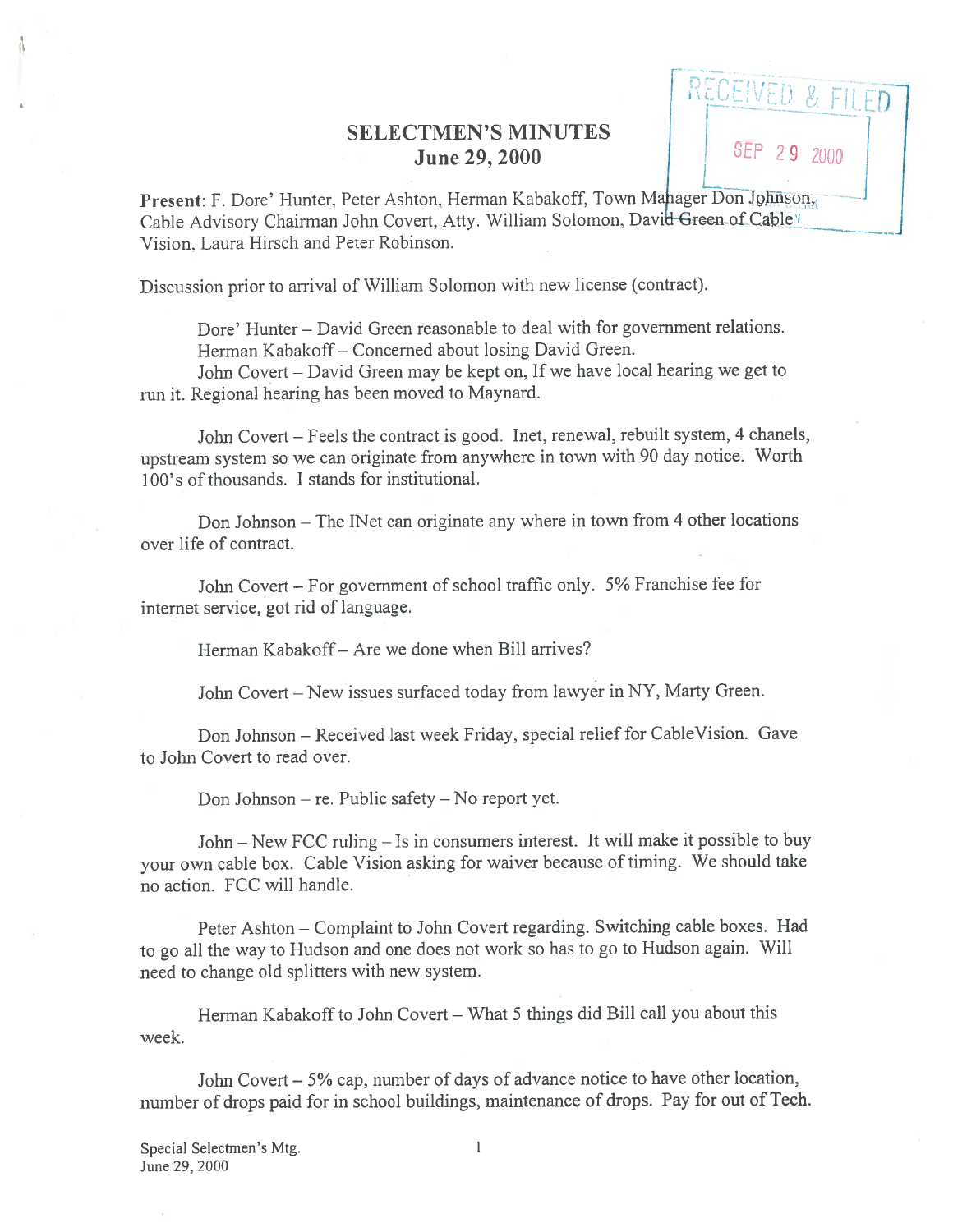# SELECTMEN'S MINUTES
## June 29, 2000

RECEIVED & FILED
SEP 29 2000

**Present**: F. Dore' Hunter, Peter Ashton, Herman Kabakoff, Town Manager Don Johnson, Cable Advisory Chairman John Covert, Atty. William Solomon, David Green of Cable Vision, Laura Hirsch and Peter Robinson.

Discussion prior to arrival of William Solomon with new license (contract).

Dore' Hunter – David Green reasonable to deal with for government relations.
Herman Kabakoff – Concerned about losing David Green.
John Covert – David Green may be kept on, If we have local hearing we get to run it. Regional hearing has been moved to Maynard.

John Covert – Feels the contract is good. Inet, renewal, rebuilt system, 4 chanels, upstream system so we can originate from anywhere in town with 90 day notice. Worth 100's of thousands. I stands for institutional.

Don Johnson – The INet can originate any where in town from 4 other locations over life of contract.

John Covert – For government of school traffic only. 5% Franchise fee for internet service, got rid of language.

Herman Kabakoff – Are we done when Bill arrives?

John Covert – New issues surfaced today from lawyer in NY, Marty Green.

Don Johnson – Received last week Friday, special relief for CableVision. Gave to John Covert to read over.

Don Johnson – re. Public safety – No report yet.

John – New FCC ruling – Is in consumers interest. It will make it possible to buy your own cable box. Cable Vision asking for waiver because of timing. We should take no action. FCC will handle.

Peter Ashton – Complaint to John Covert regarding. Switching cable boxes. Had to go all the way to Hudson and one does not work so has to go to Hudson again. Will need to change old splitters with new system.

Herman Kabakoff to John Covert – What 5 things did Bill call you about this week.

John Covert – 5% cap, number of days of advance notice to have other location, number of drops paid for in school buildings, maintenance of drops. Pay for out of Tech.

Special Selectmen's Mtg.
June 29, 2000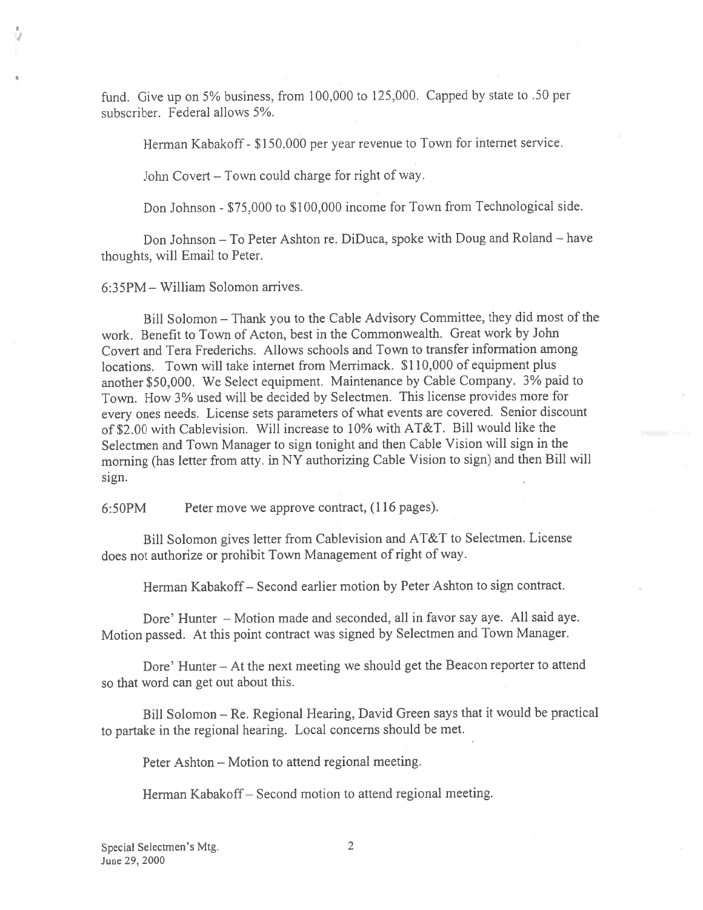fund. Give up on 5% business, from 100,000 to 125,000. Capped by state to .50 per subscriber. Federal allows 5%.

Herman Kabakoff - $150,000 per year revenue to Town for internet service.

John Covert – Town could charge for right of way.

Don Johnson - $75,000 to $100,000 income for Town from Technological side.

Don Johnson – To Peter Ashton re. DiDuca, spoke with Doug and Roland – have thoughts, will Email to Peter.

6:35PM – William Solomon arrives.

Bill Solomon – Thank you to the Cable Advisory Committee, they did most of the work. Benefit to Town of Acton, best in the Commonwealth. Great work by John Covert and Tera Frederichs. Allows schools and Town to transfer information among locations. Town will take internet from Merrimack. $110,000 of equipment plus another $50,000. We Select equipment. Maintenance by Cable Company. 3% paid to Town. How 3% used will be decided by Selectmen. This license provides more for every ones needs. License sets parameters of what events are covered. Senior discount of $2.00 with Cablevision. Will increase to 10% with AT&T. Bill would like the Selectmen and Town Manager to sign tonight and then Cable Vision will sign in the morning (has letter from atty. in NY authorizing Cable Vision to sign) and then Bill will sign.

6:50PM Peter move we approve contract, (116 pages).

Bill Solomon gives letter from Cablevision and AT&T to Selectmen. License does not authorize or prohibit Town Management of right of way.

Herman Kabakoff – Second earlier motion by Peter Ashton to sign contract.

Dore' Hunter – Motion made and seconded, all in favor say aye. All said aye. Motion passed. At this point contract was signed by Selectmen and Town Manager.

Dore' Hunter – At the next meeting we should get the Beacon reporter to attend so that word can get out about this.

Bill Solomon – Re. Regional Hearing, David Green says that it would be practical to partake in the regional hearing. Local concerns should be met.

Peter Ashton – Motion to attend regional meeting.

Herman Kabakoff – Second motion to attend regional meeting.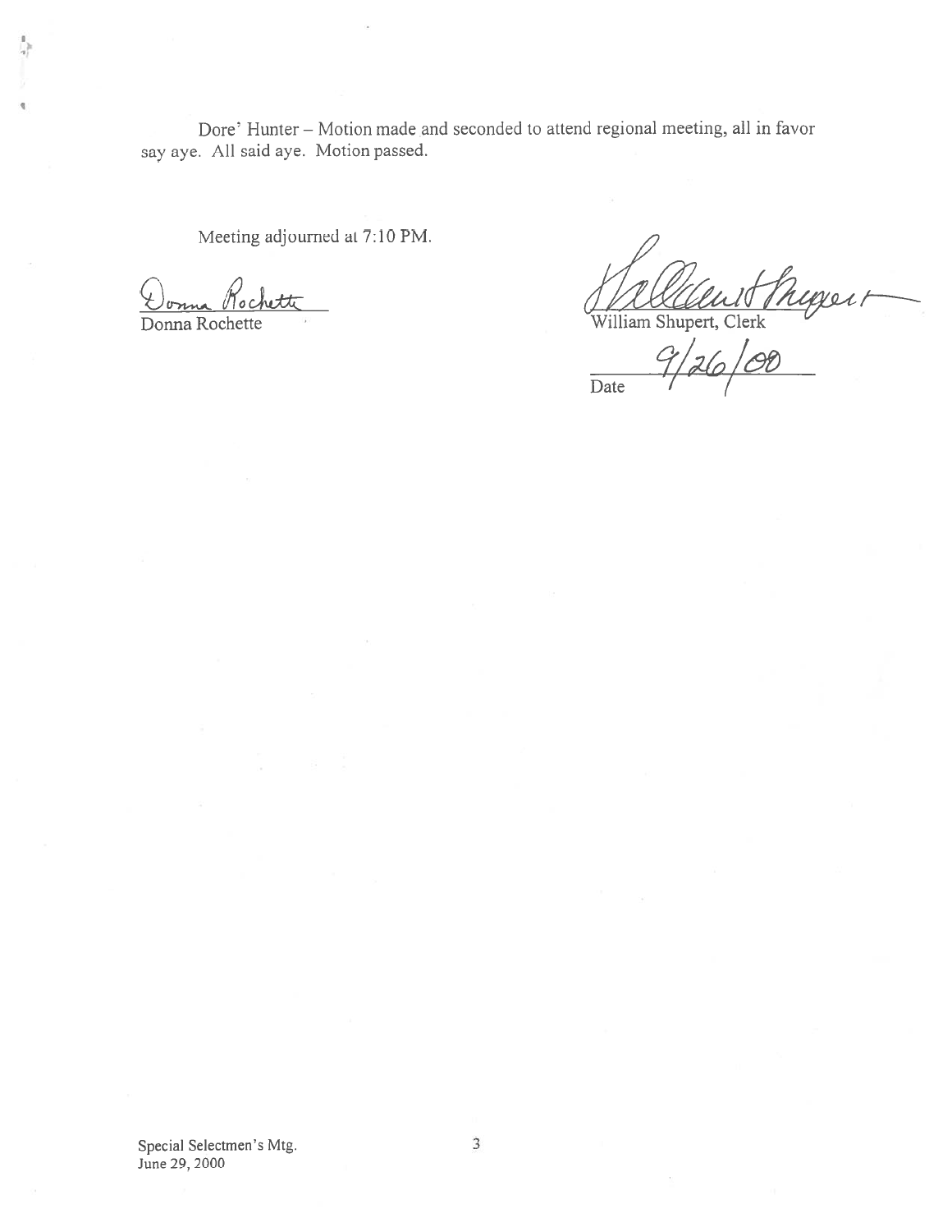Dore' Hunter – Motion made and seconded to attend regional meeting, all in favor say aye. All said aye. Motion passed.

Meeting adjourned at 7:10 PM.

Donna Rochette

Donna Rochette

William Shupert

William Shupert, Clerk

9/26/00

Date

Special Selectmen's Mtg.
June 29, 2000